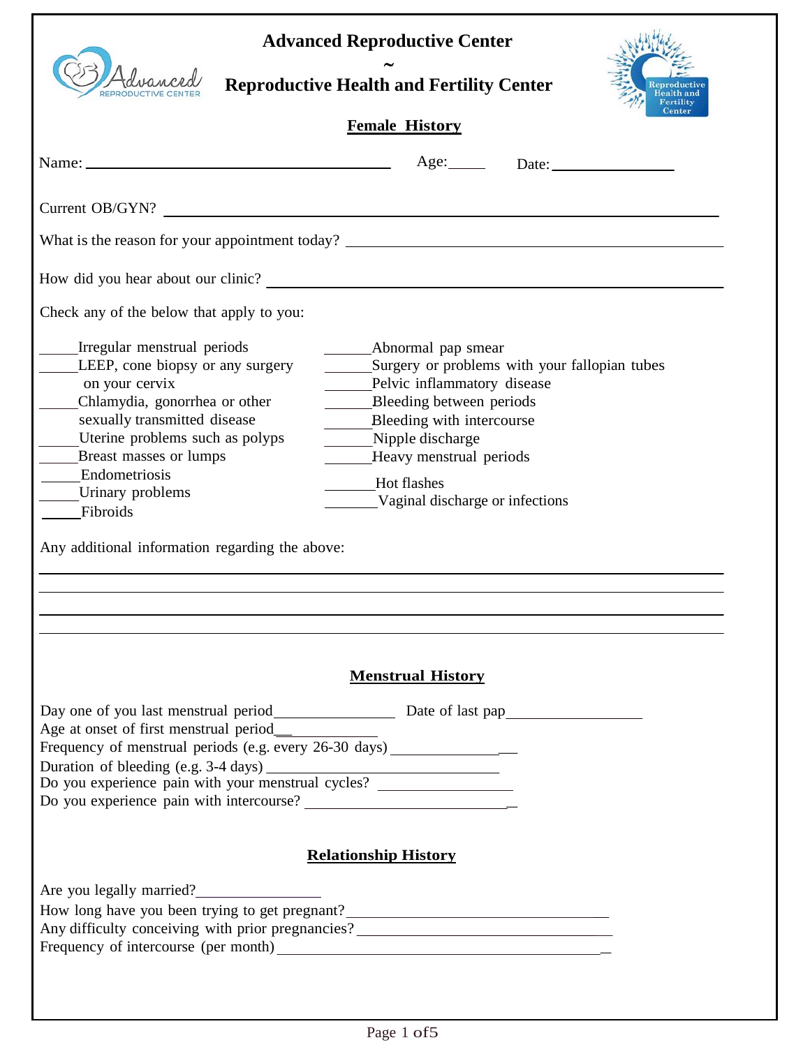# Advanced Reproductive Center
~
# Reproductive Health and Fertility Center

## Female History

Name: ________________________________________ Age:_____ Date:________________

Current OB/GYN? ______________________________________________________________

What is the reason for your appointment today? ___________________________________________

How did you hear about our clinic? ____________________________________________________

Check any of the below that apply to you:

_____Irregular menstrual periods
_____LEEP, cone biopsy or any surgery on your cervix
_____Chlamydia, gonorrhea or other sexually transmitted disease
_____Uterine problems such as polyps
_____Breast masses or lumps
_____Endometriosis
_____Urinary problems
_____Fibroids
______Abnormal pap smear
______Surgery or problems with your fallopian tubes
______Pelvic inflammatory disease
______Bleeding between periods
______Bleeding with intercourse
______Nipple discharge
______Heavy menstrual periods
______Hot flashes
_______Vaginal discharge or infections

Any additional information regarding the above:

______________________________________________________________________________

______________________________________________________________________________

______________________________________________________________________________

______________________________________________________________________________

## Menstrual History

Day one of you last menstrual period________________ Date of last pap__________________
Age at onset of first menstrual period______________
Frequency of menstrual periods (e.g. every 26-30 days) _________________
Duration of bleeding (e.g. 3-4 days) ______________________________
Do you experience pain with your menstrual cycles? ___________________
Do you experience pain with intercourse? ______________________________

## Relationship History

Are you legally married?________________
How long have you been trying to get pregnant?__________________________________
Any difficulty conceiving with prior pregnancies?_________________________________
Frequency of intercourse (per month)_________________________________________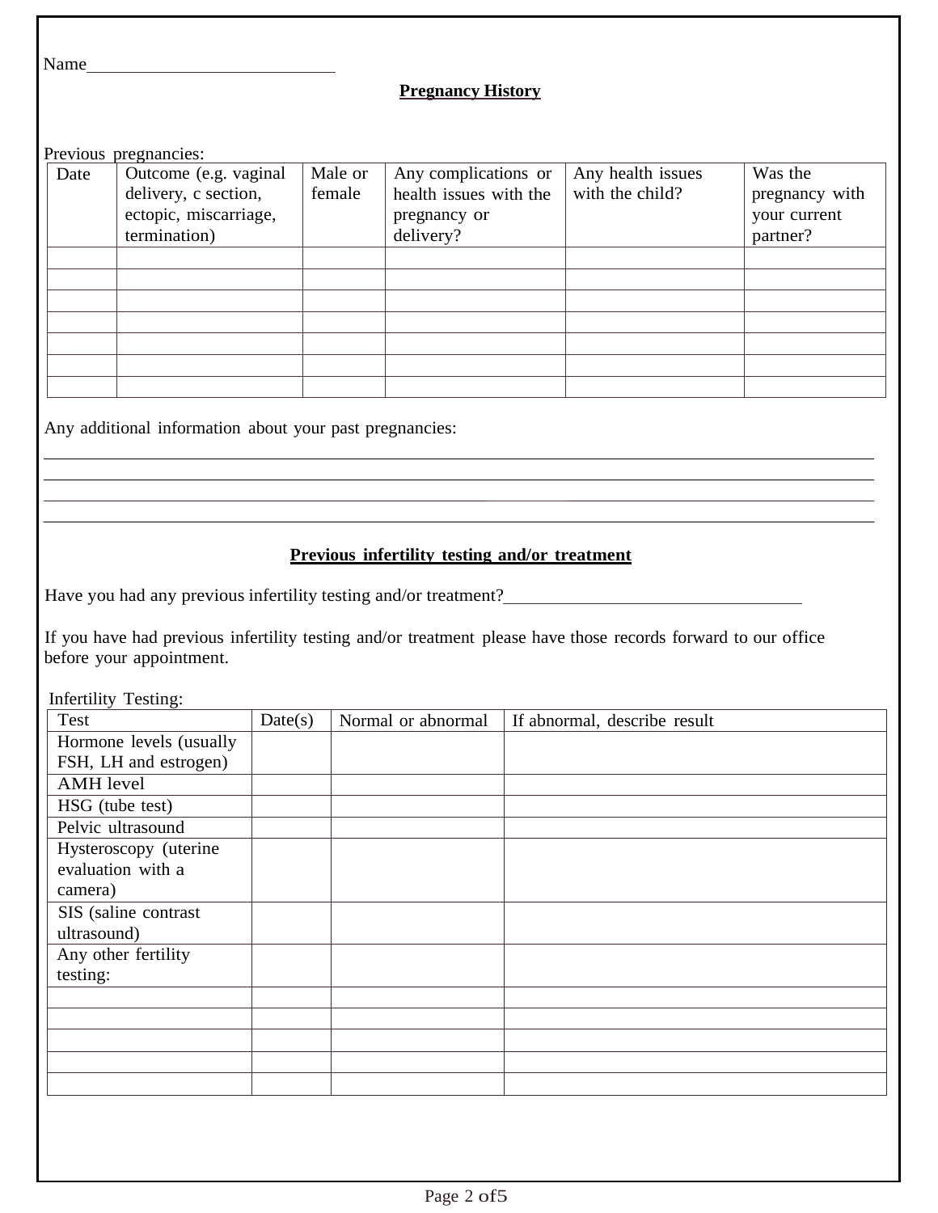Name\_\_\_\_\_\_\_\_\_\_\_\_\_\_\_\_\_\_\_\_\_\_\_\_\_\_\_\_

## Pregnancy History

Previous pregnancies:

| Date | Outcome (e.g. vaginal delivery, c section, ectopic, miscarriage, termination) | Male or female | Any complications or health issues with the pregnancy or delivery? | Any health issues with the child? | Was the pregnancy with your current partner? |
|---|---|---|---|---|---|
| | | | | | |
| | | | | | |
| | | | | | |
| | | | | | |
| | | | | | |
| | | | | | |
| | | | | | |

Any additional information about your past pregnancies:

\_\_\_\_\_\_\_\_\_\_\_\_\_\_\_\_\_\_\_\_\_\_\_\_\_\_\_\_\_\_\_\_\_\_\_\_\_\_\_\_\_\_\_\_\_\_\_\_\_\_\_\_\_\_\_\_\_\_\_\_\_\_\_\_\_\_\_\_\_\_\_\_\_\_\_\_\_\_

\_\_\_\_\_\_\_\_\_\_\_\_\_\_\_\_\_\_\_\_\_\_\_\_\_\_\_\_\_\_\_\_\_\_\_\_\_\_\_\_\_\_\_\_\_\_\_\_\_\_\_\_\_\_\_\_\_\_\_\_\_\_\_\_\_\_\_\_\_\_\_\_\_\_\_\_\_\_

\_\_\_\_\_\_\_\_\_\_\_\_\_\_\_\_\_\_\_\_\_\_\_\_\_\_\_\_\_\_\_\_\_\_\_\_\_\_\_\_\_\_\_\_\_\_\_\_\_\_\_\_\_\_\_\_\_\_\_\_\_\_\_\_\_\_\_\_\_\_\_\_\_\_\_\_\_\_

\_\_\_\_\_\_\_\_\_\_\_\_\_\_\_\_\_\_\_\_\_\_\_\_\_\_\_\_\_\_\_\_\_\_\_\_\_\_\_\_\_\_\_\_\_\_\_\_\_\_\_\_\_\_\_\_\_\_\_\_\_\_\_\_\_\_\_\_\_\_\_\_\_\_\_\_\_\_

## Previous infertility testing and/or treatment

Have you had any previous infertility testing and/or treatment?\_\_\_\_\_\_\_\_\_\_\_\_\_\_\_\_\_\_\_\_\_\_\_\_\_\_\_\_\_\_\_\_\_\_

If you have had previous infertility testing and/or treatment please have those records forward to our office before your appointment.

Infertility Testing:

| Test | Date(s) | Normal or abnormal | If abnormal, describe result |
|---|---|---|---|
| Hormone levels (usually FSH, LH and estrogen) | | | |
| AMH level | | | |
| HSG (tube test) | | | |
| Pelvic ultrasound | | | |
| Hysteroscopy (uterine evaluation with a camera) | | | |
| SIS (saline contrast ultrasound) | | | |
| Any other fertility testing: | | | |
| | | | |
| | | | |
| | | | |
| | | | |
| | | | |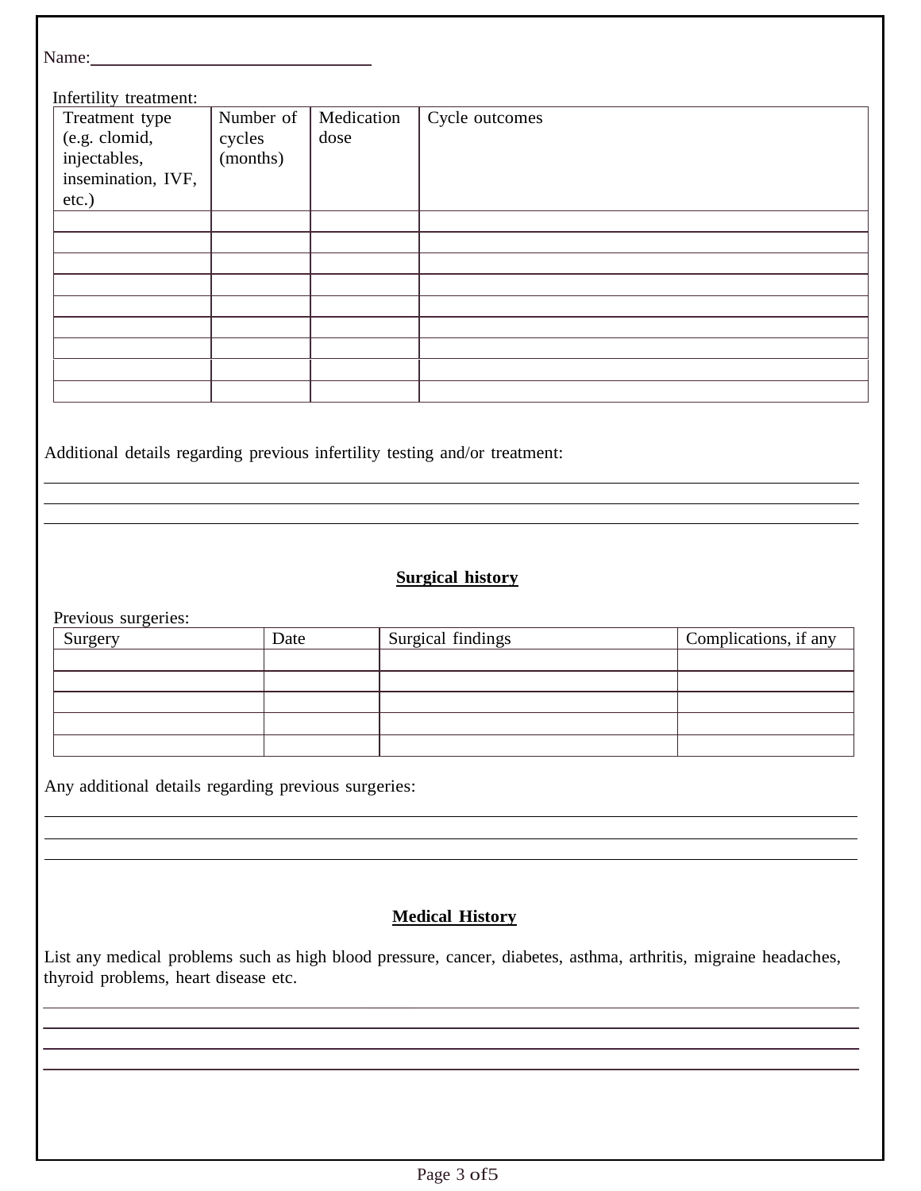Name:________________________________

Infertility treatment:

| Treatment type (e.g. clomid, injectables, insemination, IVF, etc.) | Number of cycles (months) | Medication dose | Cycle outcomes |
|---|---|---|---|
| | | | |
| | | | |
| | | | |
| | | | |
| | | | |
| | | | |
| | | | |
| | | | |
| | | | |

Additional details regarding previous infertility testing and/or treatment:

______________________________________________________________________________

______________________________________________________________________________

______________________________________________________________________________

## **Surgical history**

Previous surgeries:

| Surgery | Date | Surgical findings | Complications, if any |
|---|---|---|---|
| | | | |
| | | | |
| | | | |
| | | | |
| | | | |

Any additional details regarding previous surgeries:

______________________________________________________________________________

______________________________________________________________________________

______________________________________________________________________________

## **Medical History**

List any medical problems such as high blood pressure, cancer, diabetes, asthma, arthritis, migraine headaches, thyroid problems, heart disease etc.

______________________________________________________________________________

______________________________________________________________________________

______________________________________________________________________________

______________________________________________________________________________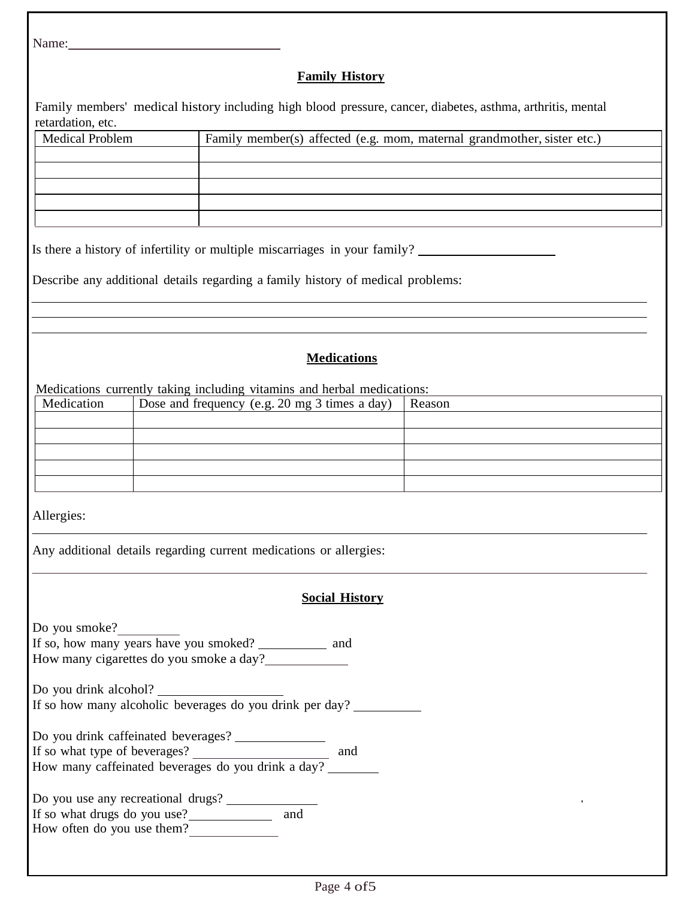Name:\_\_\_\_\_\_\_\_\_\_\_\_\_\_\_\_\_\_\_\_\_\_\_\_\_\_\_\_\_\_

## Family History

Family members' medical history including high blood pressure, cancer, diabetes, asthma, arthritis, mental retardation, etc.

| Medical Problem | Family member(s) affected (e.g. mom, maternal grandmother, sister etc.) |
|---|---|
| | |
| | |
| | |
| | |
| | |

Is there a history of infertility or multiple miscarriages in your family? \_\_\_\_\_\_\_\_\_\_\_\_\_\_\_\_\_\_\_\_

Describe any additional details regarding a family history of medical problems:

\_\_\_\_\_\_\_\_\_\_\_\_\_\_\_\_\_\_\_\_\_\_\_\_\_\_\_\_\_\_\_\_\_\_\_\_\_\_\_\_\_\_\_\_\_\_\_\_\_\_\_\_\_\_\_\_\_\_\_\_\_\_\_\_\_\_\_\_\_\_\_\_

\_\_\_\_\_\_\_\_\_\_\_\_\_\_\_\_\_\_\_\_\_\_\_\_\_\_\_\_\_\_\_\_\_\_\_\_\_\_\_\_\_\_\_\_\_\_\_\_\_\_\_\_\_\_\_\_\_\_\_\_\_\_\_\_\_\_\_\_\_\_\_\_

\_\_\_\_\_\_\_\_\_\_\_\_\_\_\_\_\_\_\_\_\_\_\_\_\_\_\_\_\_\_\_\_\_\_\_\_\_\_\_\_\_\_\_\_\_\_\_\_\_\_\_\_\_\_\_\_\_\_\_\_\_\_\_\_\_\_\_\_\_\_\_\_

## Medications

Medications currently taking including vitamins and herbal medications:

| Medication | Dose and frequency (e.g. 20 mg 3 times a day) | Reason |
|---|---|---|
| | | |
| | | |
| | | |
| | | |
| | | |

Allergies:

\_\_\_\_\_\_\_\_\_\_\_\_\_\_\_\_\_\_\_\_\_\_\_\_\_\_\_\_\_\_\_\_\_\_\_\_\_\_\_\_\_\_\_\_\_\_\_\_\_\_\_\_\_\_\_\_\_\_\_\_\_\_\_\_\_\_\_\_\_\_\_\_

Any additional details regarding current medications or allergies:

\_\_\_\_\_\_\_\_\_\_\_\_\_\_\_\_\_\_\_\_\_\_\_\_\_\_\_\_\_\_\_\_\_\_\_\_\_\_\_\_\_\_\_\_\_\_\_\_\_\_\_\_\_\_\_\_\_\_\_\_\_\_\_\_\_\_\_\_\_\_\_\_

## Social History

Do you smoke?\_\_\_\_\_\_\_\_\_\_
If so, how many years have you smoked? \_\_\_\_\_\_\_\_\_\_ and
How many cigarettes do you smoke a day?\_\_\_\_\_\_\_\_\_\_\_\_

Do you drink alcohol? \_\_\_\_\_\_\_\_\_\_\_\_\_\_\_\_\_\_
If so how many alcoholic beverages do you drink per day? \_\_\_\_\_\_\_\_\_\_

Do you drink caffeinated beverages? \_\_\_\_\_\_\_\_\_\_\_\_\_
If so what type of beverages? \_\_\_\_\_\_\_\_\_\_\_\_\_\_\_\_\_\_\_\_ and
How many caffeinated beverages do you drink a day? \_\_\_\_\_\_\_\_

Do you use any recreational drugs? \_\_\_\_\_\_\_\_\_\_\_\_\_
If so what drugs do you use?\_\_\_\_\_\_\_\_\_\_\_\_ and
How often do you use them?\_\_\_\_\_\_\_\_\_\_\_\_\_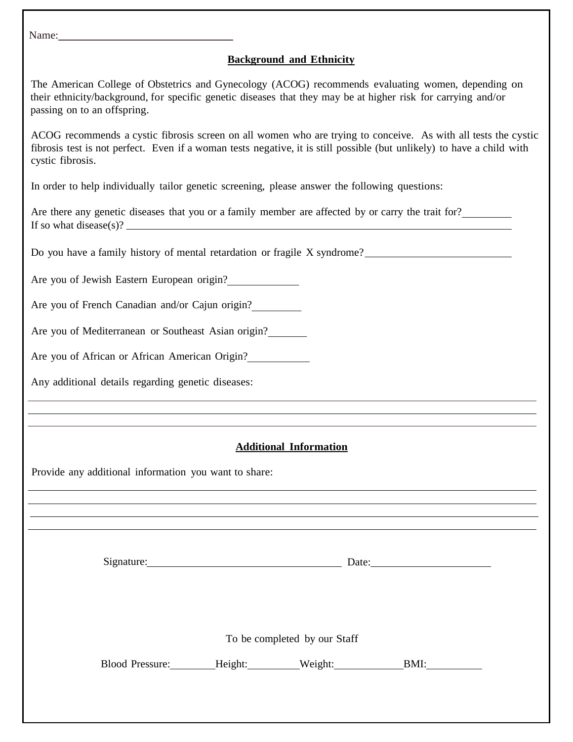Name:\_\_\_\_\_\_\_\_\_\_\_\_\_\_\_\_\_\_\_\_\_\_\_\_\_\_\_\_

## Background and Ethnicity

The American College of Obstetrics and Gynecology (ACOG) recommends evaluating women, depending on their ethnicity/background, for specific genetic diseases that they may be at higher risk for carrying and/or passing on to an offspring.

ACOG recommends a cystic fibrosis screen on all women who are trying to conceive. As with all tests the cystic fibrosis test is not perfect. Even if a woman tests negative, it is still possible (but unlikely) to have a child with cystic fibrosis.

In order to help individually tailor genetic screening, please answer the following questions:

Are there any genetic diseases that you or a family member are affected by or carry the trait for?\_\_\_\_\_\_\_\_
If so what disease(s)? \_\_\_\_\_\_\_\_\_\_\_\_\_\_\_\_\_\_\_\_\_\_\_\_\_\_\_\_\_\_\_\_\_\_\_\_\_\_\_\_\_\_\_\_\_\_\_\_\_\_\_\_\_\_\_\_\_\_\_\_\_\_

Do you have a family history of mental retardation or fragile X syndrome?\_\_\_\_\_\_\_\_\_\_\_\_\_\_\_\_\_\_\_\_\_\_\_\_

Are you of Jewish Eastern European origin?\_\_\_\_\_\_\_\_\_\_\_

Are you of French Canadian and/or Cajun origin?\_\_\_\_\_\_\_\_

Are you of Mediterranean or Southeast Asian origin?\_\_\_\_\_\_\_

Are you of African or African American Origin?\_\_\_\_\_\_\_\_\_\_

Any additional details regarding genetic diseases:

\_\_\_\_\_\_\_\_\_\_\_\_\_\_\_\_\_\_\_\_\_\_\_\_\_\_\_\_\_\_\_\_\_\_\_\_\_\_\_\_\_\_\_\_\_\_\_\_\_\_\_\_\_\_\_\_\_\_\_\_\_\_\_\_\_\_\_\_\_\_\_\_\_\_\_\_\_\_\_\_\_\_\_\_\_\_
\_\_\_\_\_\_\_\_\_\_\_\_\_\_\_\_\_\_\_\_\_\_\_\_\_\_\_\_\_\_\_\_\_\_\_\_\_\_\_\_\_\_\_\_\_\_\_\_\_\_\_\_\_\_\_\_\_\_\_\_\_\_\_\_\_\_\_\_\_\_\_\_\_\_\_\_\_\_\_\_\_\_\_\_\_\_
\_\_\_\_\_\_\_\_\_\_\_\_\_\_\_\_\_\_\_\_\_\_\_\_\_\_\_\_\_\_\_\_\_\_\_\_\_\_\_\_\_\_\_\_\_\_\_\_\_\_\_\_\_\_\_\_\_\_\_\_\_\_\_\_\_\_\_\_\_\_\_\_\_\_\_\_\_\_\_\_\_\_\_\_\_\_

## Additional Information

Provide any additional information you want to share:

\_\_\_\_\_\_\_\_\_\_\_\_\_\_\_\_\_\_\_\_\_\_\_\_\_\_\_\_\_\_\_\_\_\_\_\_\_\_\_\_\_\_\_\_\_\_\_\_\_\_\_\_\_\_\_\_\_\_\_\_\_\_\_\_\_\_\_\_\_\_\_\_\_\_\_\_\_\_\_\_\_\_\_\_\_\_
\_\_\_\_\_\_\_\_\_\_\_\_\_\_\_\_\_\_\_\_\_\_\_\_\_\_\_\_\_\_\_\_\_\_\_\_\_\_\_\_\_\_\_\_\_\_\_\_\_\_\_\_\_\_\_\_\_\_\_\_\_\_\_\_\_\_\_\_\_\_\_\_\_\_\_\_\_\_\_\_\_\_\_\_\_\_
\_\_\_\_\_\_\_\_\_\_\_\_\_\_\_\_\_\_\_\_\_\_\_\_\_\_\_\_\_\_\_\_\_\_\_\_\_\_\_\_\_\_\_\_\_\_\_\_\_\_\_\_\_\_\_\_\_\_\_\_\_\_\_\_\_\_\_\_\_\_\_\_\_\_\_\_\_\_\_\_\_\_\_\_\_\_
\_\_\_\_\_\_\_\_\_\_\_\_\_\_\_\_\_\_\_\_\_\_\_\_\_\_\_\_\_\_\_\_\_\_\_\_\_\_\_\_\_\_\_\_\_\_\_\_\_\_\_\_\_\_\_\_\_\_\_\_\_\_\_\_\_\_\_\_\_\_\_\_\_\_\_\_\_\_\_\_\_\_\_\_\_\_

Signature:\_\_\_\_\_\_\_\_\_\_\_\_\_\_\_\_\_\_\_\_\_\_\_\_\_\_\_\_\_\_\_\_ Date:\_\_\_\_\_\_\_\_\_\_\_\_\_\_\_\_\_\_\_\_

To be completed by our Staff

Blood Pressure:\_\_\_\_\_\_\_\_Height:\_\_\_\_\_\_\_\_\_Weight:\_\_\_\_\_\_\_\_\_\_\_BMI:\_\_\_\_\_\_\_\_\_